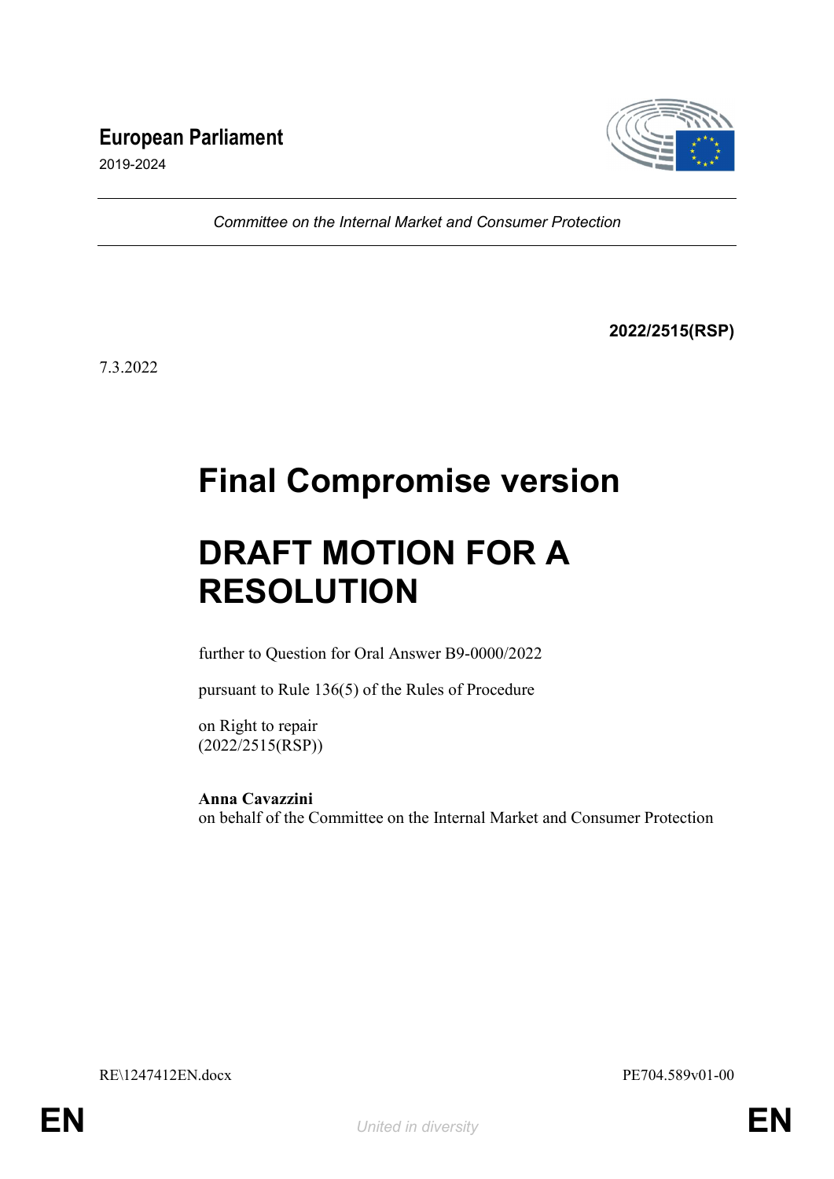**European Parliament**

2019-2024

*Committee on the Internal Market and Consumer Protection*

**2022/2515(RSP)**

7.3.2022

# Final Compromise version

# DRAFT MOTION FOR A RESOLUTION

further to Question for Oral Answer B9-0000/2022

pursuant to Rule 136(5) of the Rules of Procedure

on Right to repair
(2022/2515(RSP))

**Anna Cavazzini**
on behalf of the Committee on the Internal Market and Consumer Protection

RE\1247412EN.docx PE704.589v01-00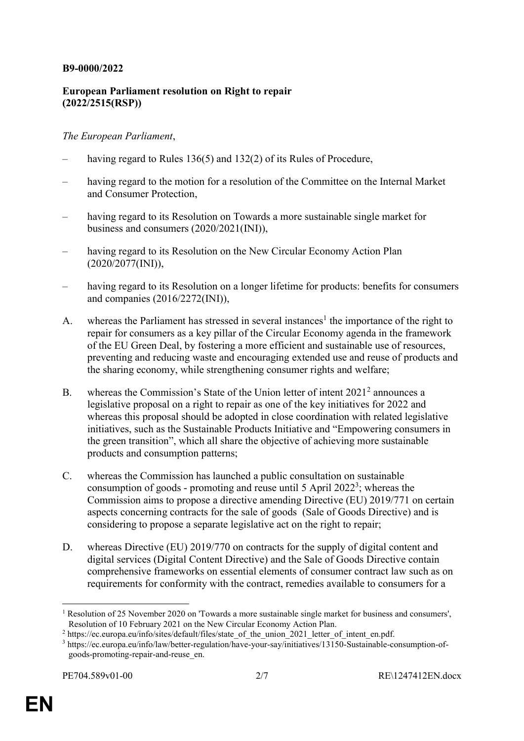**B9-0000/2022**

**European Parliament resolution on Right to repair (2022/2515(RSP))**

*The European Parliament*,

– having regard to Rules 136(5) and 132(2) of its Rules of Procedure,

– having regard to the motion for a resolution of the Committee on the Internal Market and Consumer Protection,

– having regard to its Resolution on Towards a more sustainable single market for business and consumers (2020/2021(INI)),

– having regard to its Resolution on the New Circular Economy Action Plan (2020/2077(INI)),

– having regard to its Resolution on a longer lifetime for products: benefits for consumers and companies (2016/2272(INI)),

A. whereas the Parliament has stressed in several instances[1] the importance of the right to repair for consumers as a key pillar of the Circular Economy agenda in the framework of the EU Green Deal, by fostering a more efficient and sustainable use of resources, preventing and reducing waste and encouraging extended use and reuse of products and the sharing economy, while strengthening consumer rights and welfare;

B. whereas the Commission's State of the Union letter of intent 2021[2] announces a legislative proposal on a right to repair as one of the key initiatives for 2022 and whereas this proposal should be adopted in close coordination with related legislative initiatives, such as the Sustainable Products Initiative and "Empowering consumers in the green transition", which all share the objective of achieving more sustainable products and consumption patterns;

C. whereas the Commission has launched a public consultation on sustainable consumption of goods - promoting and reuse until 5 April 2022[3]; whereas the Commission aims to propose a directive amending Directive (EU) 2019/771 on certain aspects concerning contracts for the sale of goods (Sale of Goods Directive) and is considering to propose a separate legislative act on the right to repair;

D. whereas Directive (EU) 2019/770 on contracts for the supply of digital content and digital services (Digital Content Directive) and the Sale of Goods Directive contain comprehensive frameworks on essential elements of consumer contract law such as on requirements for conformity with the contract, remedies available to consumers for a

---

[1] Resolution of 25 November 2020 on 'Towards a more sustainable single market for business and consumers', Resolution of 10 February 2021 on the New Circular Economy Action Plan.

[2] https://ec.europa.eu/info/sites/default/files/state_of_the_union_2021_letter_of_intent_en.pdf.

[3] https://ec.europa.eu/info/law/better-regulation/have-your-say/initiatives/13150-Sustainable-consumption-of-goods-promoting-repair-and-reuse_en.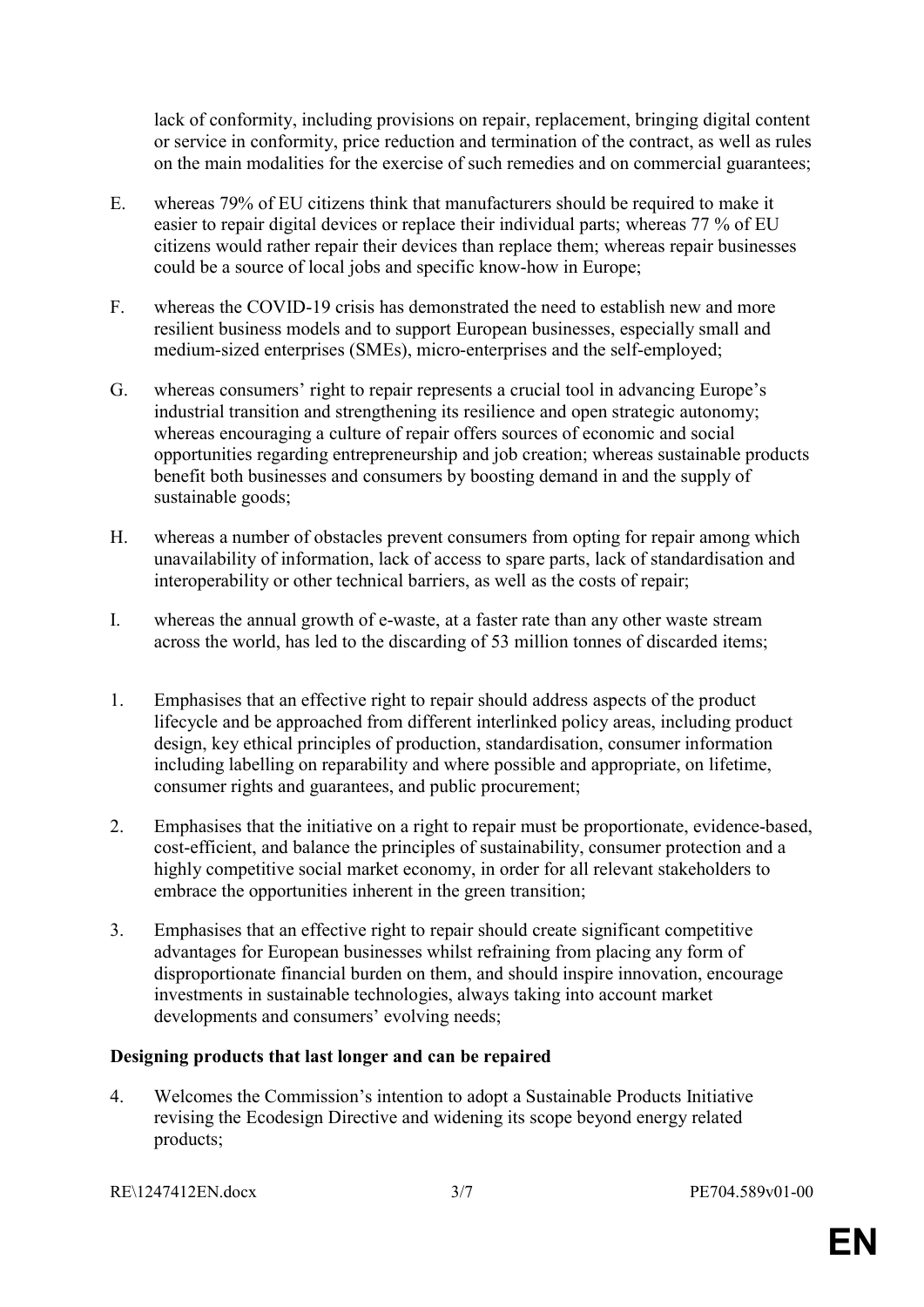lack of conformity, including provisions on repair, replacement, bringing digital content or service in conformity, price reduction and termination of the contract, as well as rules on the main modalities for the exercise of such remedies and on commercial guarantees;

E. whereas 79% of EU citizens think that manufacturers should be required to make it easier to repair digital devices or replace their individual parts; whereas 77 % of EU citizens would rather repair their devices than replace them; whereas repair businesses could be a source of local jobs and specific know-how in Europe;

F. whereas the COVID-19 crisis has demonstrated the need to establish new and more resilient business models and to support European businesses, especially small and medium-sized enterprises (SMEs), micro-enterprises and the self-employed;

G. whereas consumers' right to repair represents a crucial tool in advancing Europe's industrial transition and strengthening its resilience and open strategic autonomy; whereas encouraging a culture of repair offers sources of economic and social opportunities regarding entrepreneurship and job creation; whereas sustainable products benefit both businesses and consumers by boosting demand in and the supply of sustainable goods;

H. whereas a number of obstacles prevent consumers from opting for repair among which unavailability of information, lack of access to spare parts, lack of standardisation and interoperability or other technical barriers, as well as the costs of repair;

I. whereas the annual growth of e-waste, at a faster rate than any other waste stream across the world, has led to the discarding of 53 million tonnes of discarded items;

1. Emphasises that an effective right to repair should address aspects of the product lifecycle and be approached from different interlinked policy areas, including product design, key ethical principles of production, standardisation, consumer information including labelling on reparability and where possible and appropriate, on lifetime, consumer rights and guarantees, and public procurement;

2. Emphasises that the initiative on a right to repair must be proportionate, evidence-based, cost-efficient, and balance the principles of sustainability, consumer protection and a highly competitive social market economy, in order for all relevant stakeholders to embrace the opportunities inherent in the green transition;

3. Emphasises that an effective right to repair should create significant competitive advantages for European businesses whilst refraining from placing any form of disproportionate financial burden on them, and should inspire innovation, encourage investments in sustainable technologies, always taking into account market developments and consumers' evolving needs;

**Designing products that last longer and can be repaired**

4. Welcomes the Commission's intention to adopt a Sustainable Products Initiative revising the Ecodesign Directive and widening its scope beyond energy related products;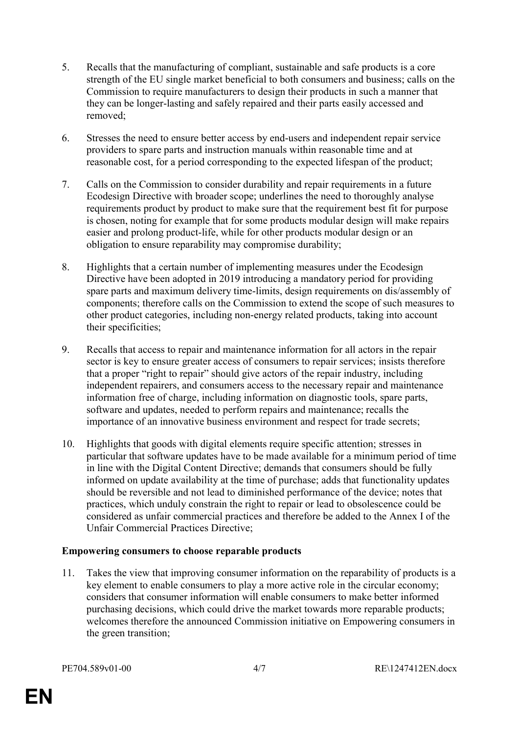5. Recalls that the manufacturing of compliant, sustainable and safe products is a core strength of the EU single market beneficial to both consumers and business; calls on the Commission to require manufacturers to design their products in such a manner that they can be longer-lasting and safely repaired and their parts easily accessed and removed;

6. Stresses the need to ensure better access by end-users and independent repair service providers to spare parts and instruction manuals within reasonable time and at reasonable cost, for a period corresponding to the expected lifespan of the product;

7. Calls on the Commission to consider durability and repair requirements in a future Ecodesign Directive with broader scope; underlines the need to thoroughly analyse requirements product by product to make sure that the requirement best fit for purpose is chosen, noting for example that for some products modular design will make repairs easier and prolong product-life, while for other products modular design or an obligation to ensure reparability may compromise durability;

8. Highlights that a certain number of implementing measures under the Ecodesign Directive have been adopted in 2019 introducing a mandatory period for providing spare parts and maximum delivery time-limits, design requirements on dis/assembly of components; therefore calls on the Commission to extend the scope of such measures to other product categories, including non-energy related products, taking into account their specificities;

9. Recalls that access to repair and maintenance information for all actors in the repair sector is key to ensure greater access of consumers to repair services; insists therefore that a proper "right to repair" should give actors of the repair industry, including independent repairers, and consumers access to the necessary repair and maintenance information free of charge, including information on diagnostic tools, spare parts, software and updates, needed to perform repairs and maintenance; recalls the importance of an innovative business environment and respect for trade secrets;

10. Highlights that goods with digital elements require specific attention; stresses in particular that software updates have to be made available for a minimum period of time in line with the Digital Content Directive; demands that consumers should be fully informed on update availability at the time of purchase; adds that functionality updates should be reversible and not lead to diminished performance of the device; notes that practices, which unduly constrain the right to repair or lead to obsolescence could be considered as unfair commercial practices and therefore be added to the Annex I of the Unfair Commercial Practices Directive;

**Empowering consumers to choose reparable products**

11. Takes the view that improving consumer information on the reparability of products is a key element to enable consumers to play a more active role in the circular economy; considers that consumer information will enable consumers to make better informed purchasing decisions, which could drive the market towards more reparable products; welcomes therefore the announced Commission initiative on Empowering consumers in the green transition;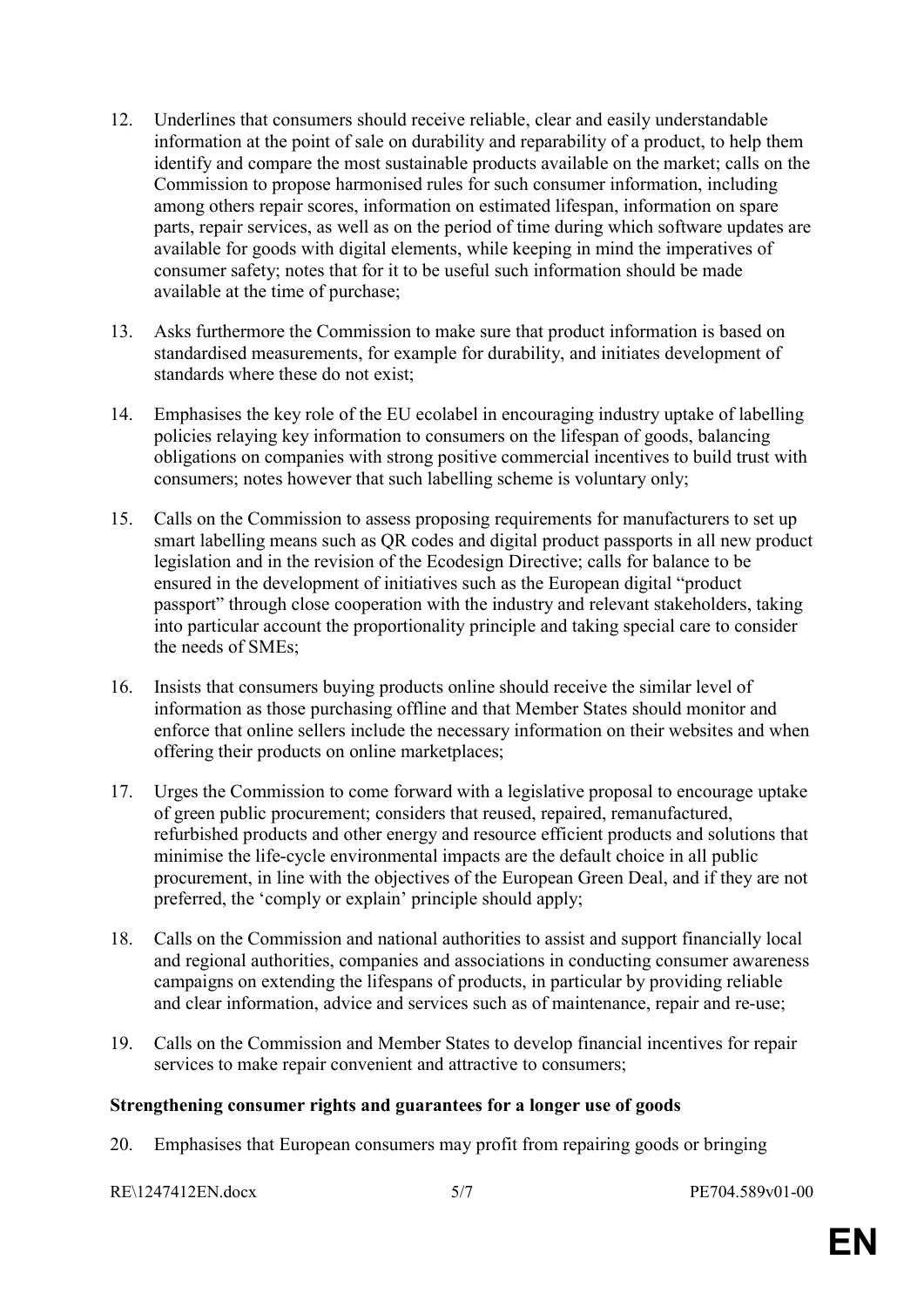12. Underlines that consumers should receive reliable, clear and easily understandable information at the point of sale on durability and reparability of a product, to help them identify and compare the most sustainable products available on the market; calls on the Commission to propose harmonised rules for such consumer information, including among others repair scores, information on estimated lifespan, information on spare parts, repair services, as well as on the period of time during which software updates are available for goods with digital elements, while keeping in mind the imperatives of consumer safety; notes that for it to be useful such information should be made available at the time of purchase;

13. Asks furthermore the Commission to make sure that product information is based on standardised measurements, for example for durability, and initiates development of standards where these do not exist;

14. Emphasises the key role of the EU ecolabel in encouraging industry uptake of labelling policies relaying key information to consumers on the lifespan of goods, balancing obligations on companies with strong positive commercial incentives to build trust with consumers; notes however that such labelling scheme is voluntary only;

15. Calls on the Commission to assess proposing requirements for manufacturers to set up smart labelling means such as QR codes and digital product passports in all new product legislation and in the revision of the Ecodesign Directive; calls for balance to be ensured in the development of initiatives such as the European digital "product passport" through close cooperation with the industry and relevant stakeholders, taking into particular account the proportionality principle and taking special care to consider the needs of SMEs;

16. Insists that consumers buying products online should receive the similar level of information as those purchasing offline and that Member States should monitor and enforce that online sellers include the necessary information on their websites and when offering their products on online marketplaces;

17. Urges the Commission to come forward with a legislative proposal to encourage uptake of green public procurement; considers that reused, repaired, remanufactured, refurbished products and other energy and resource efficient products and solutions that minimise the life-cycle environmental impacts are the default choice in all public procurement, in line with the objectives of the European Green Deal, and if they are not preferred, the 'comply or explain' principle should apply;

18. Calls on the Commission and national authorities to assist and support financially local and regional authorities, companies and associations in conducting consumer awareness campaigns on extending the lifespans of products, in particular by providing reliable and clear information, advice and services such as of maintenance, repair and re-use;

19. Calls on the Commission and Member States to develop financial incentives for repair services to make repair convenient and attractive to consumers;

**Strengthening consumer rights and guarantees for a longer use of goods**

20. Emphasises that European consumers may profit from repairing goods or bringing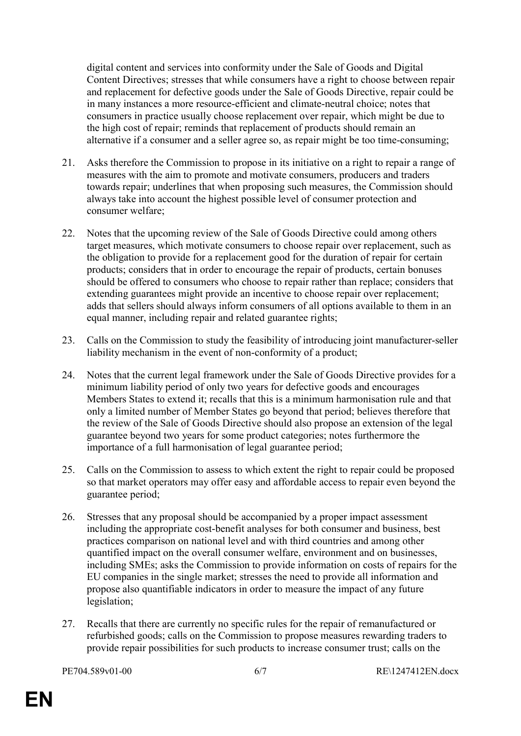digital content and services into conformity under the Sale of Goods and Digital Content Directives; stresses that while consumers have a right to choose between repair and replacement for defective goods under the Sale of Goods Directive, repair could be in many instances a more resource-efficient and climate-neutral choice; notes that consumers in practice usually choose replacement over repair, which might be due to the high cost of repair; reminds that replacement of products should remain an alternative if a consumer and a seller agree so, as repair might be too time-consuming;

21. Asks therefore the Commission to propose in its initiative on a right to repair a range of measures with the aim to promote and motivate consumers, producers and traders towards repair; underlines that when proposing such measures, the Commission should always take into account the highest possible level of consumer protection and consumer welfare;

22. Notes that the upcoming review of the Sale of Goods Directive could among others target measures, which motivate consumers to choose repair over replacement, such as the obligation to provide for a replacement good for the duration of repair for certain products; considers that in order to encourage the repair of products, certain bonuses should be offered to consumers who choose to repair rather than replace; considers that extending guarantees might provide an incentive to choose repair over replacement; adds that sellers should always inform consumers of all options available to them in an equal manner, including repair and related guarantee rights;

23. Calls on the Commission to study the feasibility of introducing joint manufacturer-seller liability mechanism in the event of non-conformity of a product;

24. Notes that the current legal framework under the Sale of Goods Directive provides for a minimum liability period of only two years for defective goods and encourages Members States to extend it; recalls that this is a minimum harmonisation rule and that only a limited number of Member States go beyond that period; believes therefore that the review of the Sale of Goods Directive should also propose an extension of the legal guarantee beyond two years for some product categories; notes furthermore the importance of a full harmonisation of legal guarantee period;

25. Calls on the Commission to assess to which extent the right to repair could be proposed so that market operators may offer easy and affordable access to repair even beyond the guarantee period;

26. Stresses that any proposal should be accompanied by a proper impact assessment including the appropriate cost-benefit analyses for both consumer and business, best practices comparison on national level and with third countries and among other quantified impact on the overall consumer welfare, environment and on businesses, including SMEs; asks the Commission to provide information on costs of repairs for the EU companies in the single market; stresses the need to provide all information and propose also quantifiable indicators in order to measure the impact of any future legislation;

27. Recalls that there are currently no specific rules for the repair of remanufactured or refurbished goods; calls on the Commission to propose measures rewarding traders to provide repair possibilities for such products to increase consumer trust; calls on the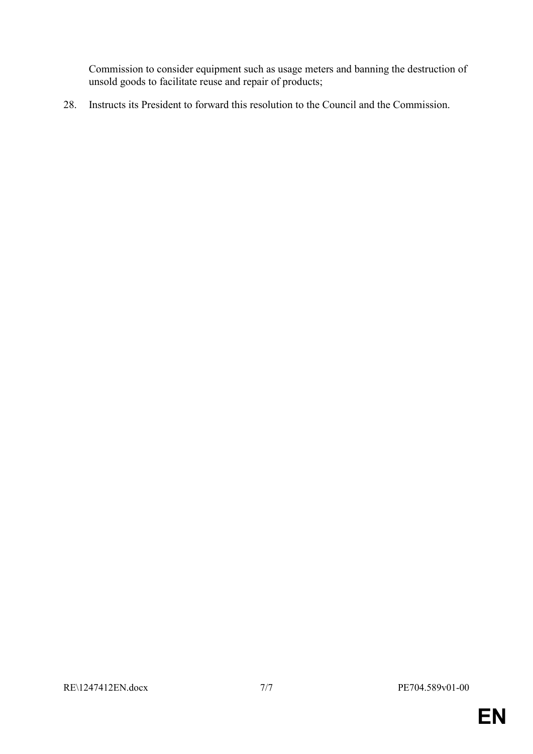Commission to consider equipment such as usage meters and banning the destruction of unsold goods to facilitate reuse and repair of products;

28. Instructs its President to forward this resolution to the Council and the Commission.